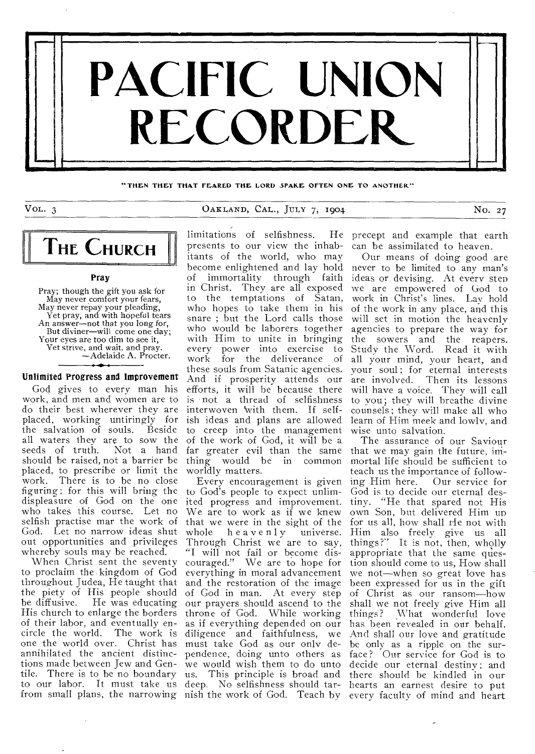# PACIFIC UNION RECORDER

"THEN THEY THAT FEARED THE LORD SPAKE OFTEN ONE TO ANOTHER"

Vol. 3 — Oakland, Cal., July 7, 1904 — No. 27

## The Church

### Pray

Pray; though the gift you ask for
May never comfort your fears,
May never repay your pleading,
Yet pray, and with hopeful tears
An answer—not that you long for,
But diviner—will come one day;
Your eyes are too dim to see it,
Yet strive, and wait, and pray.
—Adelaide A. Procter.

### Unlimited Progress and Improvement

God gives to every man his work, and men and women are to do their best wherever they are placed, working untiringly for the salvation of souls. Beside all waters they are to sow the seeds of truth. Not a hand should be raised, not a barrier be placed, to prescribe or limit the work. There is to be no close figuring; for this will bring the displeasure of God on the one who takes this course. Let no selfish practise mar the work of God. Let no narrow ideas shut out opportunities and privileges whereby souls may be reached.

When Christ sent the seventy to proclaim the kingdom of God throughout Judea, He taught that the piety of His people should be diffusive. He was educating His church to enlarge the borders of their labor, and eventually encircle the world. The work is one the world over. Christ has annihilated the ancient distinctions made between Jew and Gentile. There is to be no boundary to our labor. It must take us from small plans, the narrowing limitations of selfishness. He presents to our view the inhabitants of the world, who may become enlightened and lay hold of immortality through faith in Christ. They are all exposed to the temptations of Satan, who hopes to take them in his snare; but the Lord calls those who would be laborers together with Him to unite in bringing every power into exercise to work for the deliverance of these souls from Satanic agencies. And if prosperity attends our efforts, it will be because there is not a thread of selfishness interwoven with them. If selfish ideas and plans are allowed to creep into the management of the work of God, it will be a far greater evil than the same thing would be in common worldly matters.

Every encouragement is given to God's people to expect unlimited progress and improvement. We are to work as if we knew that we were in the sight of the whole heavenly universe. Through Christ we are to say, "I will not fail or become discouraged." We are to hope for everything in moral advancement and the restoration of the image of God in man. At every step our prayers should ascend to the throne of God. While working as if everything depended on our diligence and faithfulness, we must take God as our only dependence, doing unto others as we would wish them to do unto us. This principle is broad and deep. No selfishness should tarnish the work of God. Teach by precept and example that earth can be assimilated to heaven.

Our means of doing good are never to be limited to any man's ideas or devising. At every step we are empowered of God to work in Christ's lines. Lay hold of the work in any place, and this will set in motion the heavenly agencies to prepare the way for the sowers and the reapers. Study the Word. Read it with all your mind, your heart, and your soul; for eternal interests are involved. Then its lessons will have a voice. They will call to you; they will breathe divine counsels; they will make all who learn of Him meek and lowly, and wise unto salvation.

The assurance of our Saviour that we may gain the future, immortal life should be sufficient to teach us the importance of following Him here. Our service for God is to decide our eternal destiny. "He that spared not His own Son, but delivered Him up for us all, how shall He not with Him also freely give us all things?" It is not, then, wholly appropriate that the same question should come to us, How shall we not—when so great love has been expressed for us in the gift of Christ as our ransom—how shall we not freely give Him all things? What wonderful love has been revealed in our behalf. And shall our love and gratitude be only as a ripple on the surface? Our service for God is to decide our eternal destiny; and there should be kindled in our hearts an earnest desire to put every faculty of mind and heart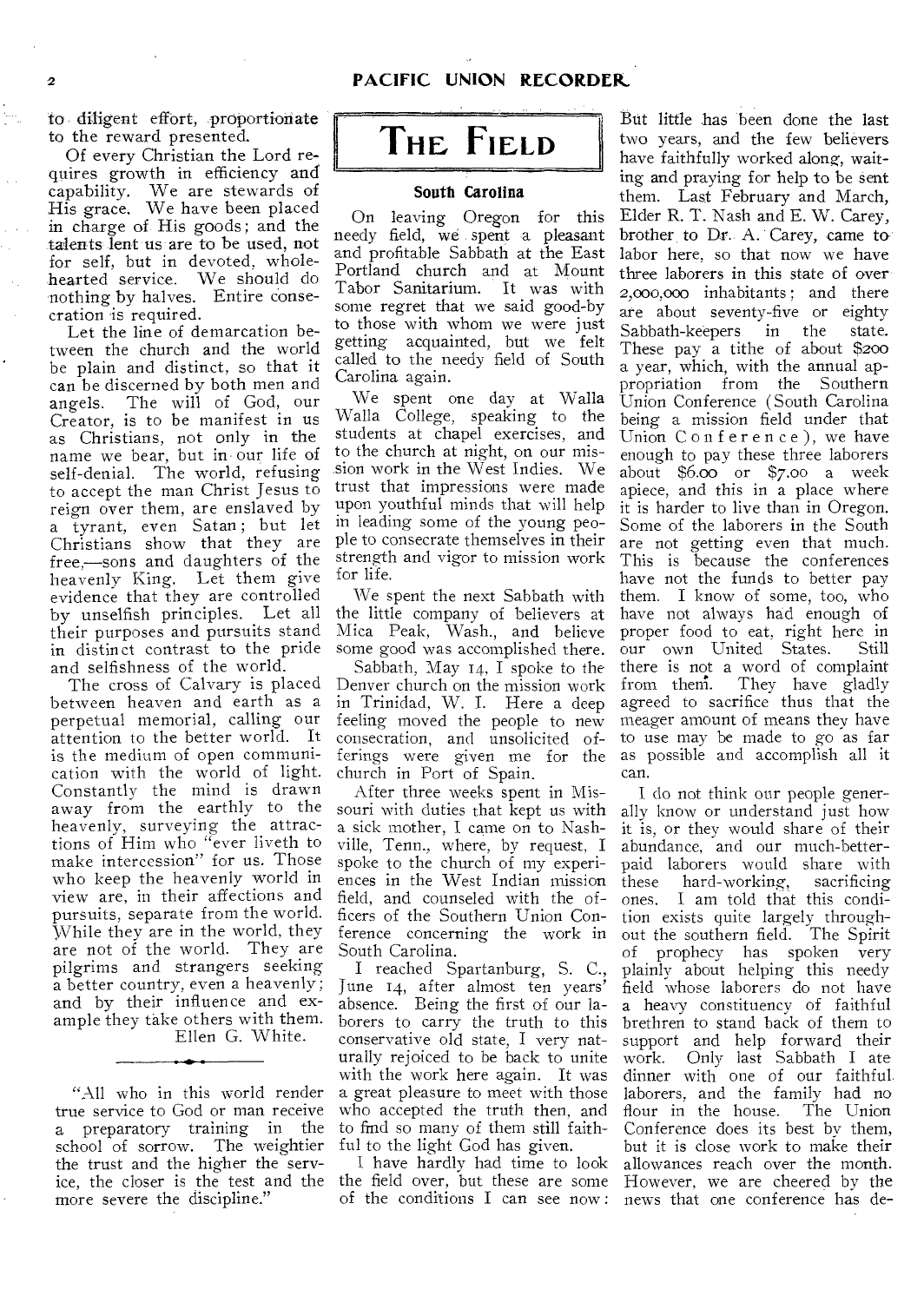to diligent effort, proportionate to the reward presented.

Of every Christian the Lord requires growth in efficiency and capability. We are stewards of His grace. We have been placed in charge of His goods; and the talents lent us are to be used, not for self, but in devoted, wholehearted service. We should do nothing by halves. Entire consecration is required.

Let the line of demarcation between the church and the world be plain and distinct, so that it can be discerned by both men and angels. The will of God, our Creator, is to be manifest in us as Christians, not only in the name we bear, but in our life of self-denial. The world, refusing to accept the man Christ Jesus to reign over them, are enslaved by a tyrant, even Satan; but let Christians show that they are free,—sons and daughters of the heavenly King. Let them give evidence that they are controlled by unselfish principles. Let all their purposes and pursuits stand in distinct contrast to the pride and selfishness of the world.

The cross of Calvary is placed between heaven and earth as a perpetual memorial, calling our attention to the better world. It is the medium of open communication with the world of light. Constantly the mind is drawn away from the earthly to the heavenly, surveying the attractions of Him who "ever liveth to make intercession" for us. Those who keep the heavenly world in view are, in their affections and pursuits, separate from the world. While they are in the world, they are not of the world. They are pilgrims and strangers seeking a better country, even a heavenly; and by their influence and example they take others with them.

Ellen G. White.

---

"All who in this world render true service to God or man receive a preparatory training in the school of sorrow. The weightier the trust and the higher the service, the closer is the test and the more severe the discipline."

# The Field

### South Carolina

On leaving Oregon for this needy field, we spent a pleasant and profitable Sabbath at the East Portland church and at Mount Tabor Sanitarium. It was with some regret that we said good-by to those with whom we were just getting acquainted, but we felt called to the needy field of South Carolina again.

We spent one day at Walla Walla College, speaking to the students at chapel exercises, and to the church at night, on our mission work in the West Indies. We trust that impressions were made upon youthful minds that will help in leading some of the young people to consecrate themselves in their strength and vigor to mission work for life.

We spent the next Sabbath with the little company of believers at Mica Peak, Wash., and believe some good was accomplished there.

Sabbath, May 14, I spoke to the Denver church on the mission work in Trinidad, W. I. Here a deep feeling moved the people to new consecration, and unsolicited offerings were given me for the church in Port of Spain.

After three weeks spent in Missouri with duties that kept us with a sick mother, I came on to Nashville, Tenn., where, by request, I spoke to the church of my experiences in the West Indian mission field, and counseled with the officers of the Southern Union Conference concerning the work in South Carolina.

I reached Spartanburg, S. C., June 14, after almost ten years' absence. Being the first of our laborers to carry the truth to this conservative old state, I very naturally rejoiced to be back to unite with the work here again. It was a great pleasure to meet with those who accepted the truth then, and to find so many of them still faithful to the light God has given.

I have hardly had time to look the field over, but these are some of the conditions I can see now: But little has been done the last two years, and the few believers have faithfully worked along, waiting and praying for help to be sent them. Last February and March, Elder R. T. Nash and E. W. Carey, brother to Dr. A. Carey, came to labor here, so that now we have three laborers in this state of over 2,000,000 inhabitants; and there are about seventy-five or eighty Sabbath-keepers in the state. These pay a tithe of about $200 a year, which, with the annual appropriation from the Southern Union Conference (South Carolina being a mission field under that Union Conference), we have enough to pay these three laborers about $6.00 or $7.00 a week apiece, and this in a place where it is harder to live than in Oregon. Some of the laborers in the South are not getting even that much. This is because the conferences have not the funds to better pay them. I know of some, too, who have not always had enough of proper food to eat, right here in our own United States. Still there is not a word of complaint from them. They have gladly agreed to sacrifice thus that the meager amount of means they have to use may be made to go as far as possible and accomplish all it can.

I do not think our people generally know or understand just how it is, or they would share of their abundance, and our much-better-paid laborers would share with these hard-working, sacrificing ones. I am told that this condition exists quite largely throughout the southern field. The Spirit of prophecy has spoken very plainly about helping this needy field whose laborers do not have a heavy constituency of faithful brethren to stand back of them to support and help forward their work. Only last Sabbath I ate dinner with one of our faithful laborers, and the family had no flour in the house. The Union Conference does its best by them, but it is close work to make their allowances reach over the month. However, we are cheered by the news that one conference has de-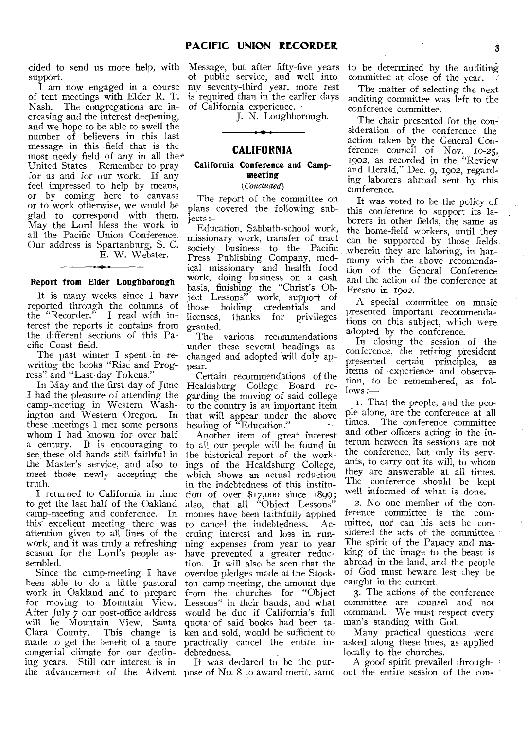cided to send us more help, with support.

I am now engaged in a course of tent meetings with Elder R. T. Nash. The congregations are increasing and the interest deepening, and we hope to be able to swell the number of believers in this last message in this field that is the most needy field of any in all the United States. Remember to pray for us and for our work. If any feel impressed to help by means, or by coming here to canvass or to work otherwise, we would be glad to correspond with them. May the Lord bless the work in all the Pacific Union Conference. Our address is Spartanburg, S. C.

E. W. Webster.

---

### Report from Elder Loughborough

It is many weeks since I have reported through the columns of the "Recorder." I read with interest the reports it contains from the different sections of this Pacific Coast field.

The past winter I spent in rewriting the books "Rise and Progress" and "Last-day Tokens."

In May and the first day of June I had the pleasure of attending the camp-meeting in Western Washington and Western Oregon. In these meetings I met some persons whom I had known for over half a century. It is encouraging to see these old hands still faithful in the Master's service, and also to meet those newly accepting the truth.

I returned to California in time to get the last half of the Oakland camp-meeting and conference. In this excellent meeting there was attention given to all lines of the work, and it was truly a refreshing season for the Lord's people assembled.

Since the camp-meeting I have been able to do a little pastoral work in Oakland and to prepare for moving to Mountain View. After July 7 our post-office address will be Mountain View, Santa Clara County. This change is made to get the benefit of a more congenial climate for our declining years. Still our interest is in the advancement of the Advent Message, but after fifty-five years of public service, and well into my seventy-third year, more rest is required than in the earlier days of California experience.

J. N. Loughborough.

---

## CALIFORNIA

### California Conference and Camp-meeting

*(Concluded)*

The report of the committee on plans covered the following subjects:—

Education, Sabbath-school work, missionary work, transfer of tract society business to the Pacific Press Publishing Company, medical missionary and health food work, doing business on a cash basis, finishing the "Christ's Object Lessons" work, support of those holding credentials and licenses, thanks for privileges granted.

The various recommendations under these several headings as changed and adopted will duly appear.

Certain recommendations of the Healdsburg College Board regarding the moving of said college to the country is an important item that will appear under the above heading of "Education."

Another item of great interest to all our people will be found in the historical report of the workings of the Healdsburg College, which shows an actual reduction in the indebtedness of this institution of over $17,000 since 1899; also, that all "Object Lessons" monies have been faithfully applied to cancel the indebtedness. Accruing interest and loss in running expenses from year to year have prevented a greater reduction. It will also be seen that the overdue pledges made at the Stockton camp-meeting, the amount due from the churches for "Object Lessons" in their hands, and what would be due if California's full quota of said books had been taken and sold, would be sufficient to practically cancel the entire indebtedness.

It was declared to be the purpose of No. 8 to award merit, same to be determined by the auditing committee at close of the year.

The matter of selecting the next auditing committee was left to the conference committee.

The chair presented for the consideration of the conference the action taken by the General Conference council of Nov. 10-25, 1902, as recorded in the "Review and Herald," Dec. 9, 1902, regarding laborers abroad sent by this conference.

It was voted to be the policy of this conference to support its laborers in other fields, the same as the home-field workers, until they can be supported by those fields wherein they are laboring, in harmony with the above recomendation of the General Conference and the action of the conference at Fresno in 1902.

A special committee on music presented important recommendations on this subject, which were adopted by the conference.

In closing the session of the conference, the retiring president presented certain principles, as items of experience and observation, to be remembered, as follows:—

1. That the people, and the people alone, are the conference at all times. The conference committee and other officers acting in the interum between its sessions are not the conference, but only its servants, to carry out its will, to whom they are answerable at all times. The conference should be kept well informed of what is done.

2. No one member of the conference committee is the committee, nor can his acts be considered the acts of the committee. The spirit of the Papacy and making of the image to the beast is abroad in the land, and the people of God must beware lest they be caught in the current.

3. The actions of the conference committee are counsel and not command. We must respect every man's standing with God.

Many practical questions were asked along these lines, as applied locally to the churches.

A good spirit prevailed throughout the entire session of the con-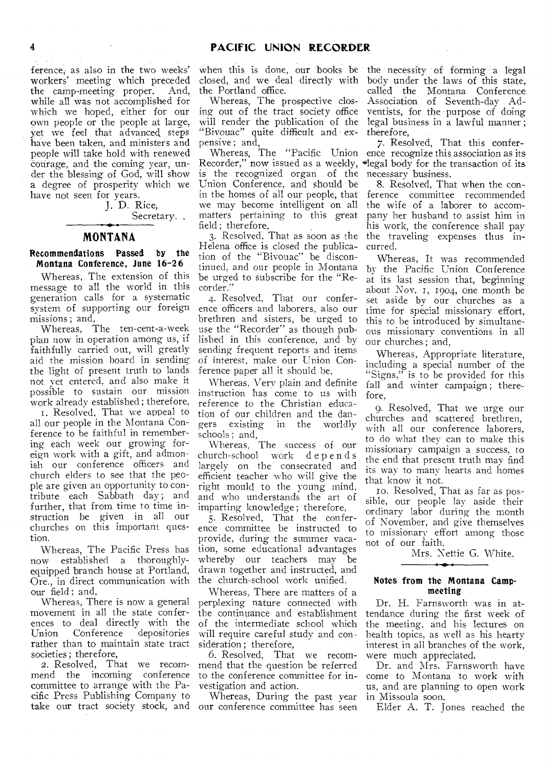ference, as also in the two weeks' workers' meeting which preceded the camp-meeting proper. And, while all was not accomplished for which we hoped, either for our own people or the people at large, yet we feel that advanced steps have been taken, and ministers and people will take hold with renewed courage, and the coming year, under the blessing of God, will show a degree of prosperity which we have not seen for years.

J. D. Rice,
Secretary.

## MONTANA

### Recommendations Passed by the Montana Conference, June 16-26

Whereas, The extension of this message to all the world in this generation calls for a systematic system of supporting our foreign missions; and,

Whereas, The ten-cent-a-week plan now in operation among us, if faithfully carried out, will greatly aid the mission board in sending the light of present truth to lands not yet entered, and also make it possible to sustain our mission work already established; therefore,

1. Resolved, That we appeal to all our people in the Montana Conference to be faithful in remembering each week our growing foreign work with a gift, and admonish our conference officers and church elders to see that the people are given an opportunity to contribute each Sabbath day; and further, that from time to time instruction be given in all our churches on this important question.

Whereas, The Pacific Press has now established a thoroughly-equipped branch house at Portland, Ore., in direct communication with our field; and,

Whereas, There is now a general movement in all the state conferences to deal directly with the Union Conference depositories rather than to maintain state tract societies; therefore,

2. Resolved, That we recommend the incoming conference committee to arrange with the Pacific Press Publishing Company to take our tract society stock, and when this is done, our books be closed, and we deal directly with the Portland office.

Whereas, The prospective closing out of the tract society office will render the publication of the "Bivouac" quite difficult and expensive; and,

Whereas, The "Pacific Union Recorder," now issued as a weekly, is the recognized organ of the Union Conference, and should be in the homes of all our people, that we may become intelligent on all matters pertaining to this great field; therefore,

3. Resolved, That as soon as the Helena office is closed the publication of the "Bivouac" be discontinued, and our people in Montana be urged to subscribe for the "Recorder."

4. Resolved, That our conference officers and laborers, also our brethren and sisters, be urged to use the "Recorder" as though published in this conference, and by sending frequent reports and items of interest, make our Union Conference paper all it should be.

Whereas, Very plain and definite instruction has come to us with reference to the Christian education of our children and the dangers existing in the worldly schools; and,

Whereas, The success of our church-school work depends largely on the consecrated and efficient teacher who will give the right mould to the young mind, and who understands the art of imparting knowledge; therefore,

5. Resolved, That the conference committee be instructed to provide, during the summer vacation, some educational advantages whereby our teachers may be drawn together and instructed, and the church-school work unified.

Whereas, There are matters of a perplexing nature connected with the continuance and establishment of the intermediate school which will require careful study and consideration; therefore,

6. Resolved, That we recommend that the question be referred to the conference committee for investigation and action.

Whereas, During the past year our conference committee has seen the necessity of forming a legal body under the laws of this state, called the Montana Conference Association of Seventh-day Adventists, for the purpose of doing legal business in a lawful manner; therefore,

7. Resolved, That this conference recognize this association as its legal body for the transaction of its necessary business.

8. Resolved, That when the conference committee recommended the wife of a laborer to accompany her husband to assist him in his work, the conference shall pay the traveling expenses thus incurred.

Whereas, It was recommended by the Pacific Union Conference at its last session that, beginning about Nov. 1, 1904, one month be set aside by our churches as a time for special missionary effort, this to be introduced by simultaneous missionary conventions in all our churches; and,

Whereas, Appropriate literature, including a special number of the "Signs," is to be provided for this fall and winter campaign; therefore,

9. Resolved, That we urge our churches and scattered brethren, with all our conference laborers, to do what they can to make this missionary campaign a success, to the end that present truth may find its way to many hearts and homes that know it not.

10. Resolved, That as far as possible, our people lay aside their ordinary labor during the month of November, and give themselves to missionary effort among those not of our faith.

Mrs. Nettie G. White.

### Notes from the Montana Camp-meeting

Dr. H. Farnsworth was in attendance during the first week of the meeting, and his lectures on health topics, as well as his hearty interest in all branches of the work, were much appreciated.

Dr. and Mrs. Farnsworth have come to Montana to work with us, and are planning to open work in Missoula soon.

Elder A. T. Jones reached the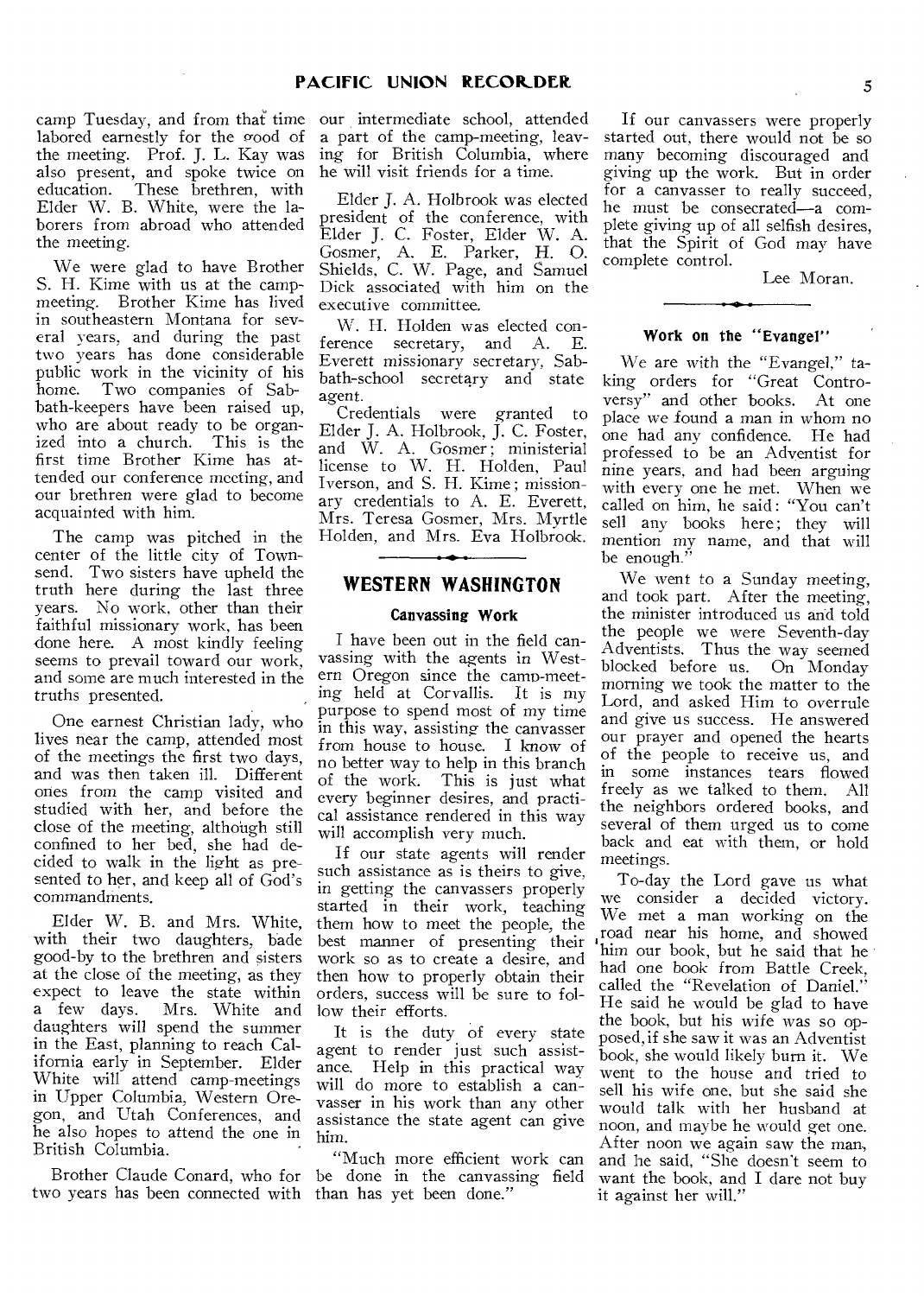camp Tuesday, and from that time labored earnestly for the good of the meeting. Prof. J. L. Kay was also present, and spoke twice on education. These brethren, with Elder W. B. White, were the laborers from abroad who attended the meeting.

We were glad to have Brother S. H. Kime with us at the camp-meeting. Brother Kime has lived in southeastern Montana for several years, and during the past two years has done considerable public work in the vicinity of his home. Two companies of Sabbath-keepers have been raised up, who are about ready to be organized into a church. This is the first time Brother Kime has attended our conference meeting, and our brethren were glad to become acquainted with him.

The camp was pitched in the center of the little city of Townsend. Two sisters have upheld the truth here during the last three years. No work, other than their faithful missionary work, has been done here. A most kindly feeling seems to prevail toward our work, and some are much interested in the truths presented.

One earnest Christian lady, who lives near the camp, attended most of the meetings the first two days, and was then taken ill. Different ones from the camp visited and studied with her, and before the close of the meeting, although still confined to her bed, she had decided to walk in the light as presented to her, and keep all of God's commandments.

Elder W. B. and Mrs. White, with their two daughters, bade good-by to the brethren and sisters at the close of the meeting, as they expect to leave the state within a few days. Mrs. White and daughters will spend the summer in the East, planning to reach California early in September. Elder White will attend camp-meetings in Upper Columbia, Western Oregon, and Utah Conferences, and he also hopes to attend the one in British Columbia.

Brother Claude Conard, who for two years has been connected with our intermediate school, attended a part of the camp-meeting, leaving for British Columbia, where he will visit friends for a time.

Elder J. A. Holbrook was elected president of the conference, with Elder J. C. Foster, Elder W. A. Gosmer, A. E. Parker, H. O. Shields, C. W. Page, and Samuel Dick associated with him on the executive committee.

W. H. Holden was elected conference secretary, and A. E. Everett missionary secretary, Sabbath-school secretary and state agent.

Credentials were granted to Elder J. A. Holbrook, J. C. Foster, and W. A. Gosmer; ministerial license to W. H. Holden, Paul Iverson, and S. H. Kime; missionary credentials to A. E. Everett, Mrs. Teresa Gosmer, Mrs. Myrtle Holden, and Mrs. Eva Holbrook.

## WESTERN WASHINGTON

### Canvassing Work

I have been out in the field canvassing with the agents in Western Oregon since the camp-meeting held at Corvallis. It is my purpose to spend most of my time in this way, assisting the canvasser from house to house. I know of no better way to help in this branch of the work. This is just what every beginner desires, and practical assistance rendered in this way will accomplish very much.

If our state agents will render such assistance as is theirs to give, in getting the canvassers properly started in their work, teaching them how to meet the people, the best manner of presenting their work so as to create a desire, and then how to properly obtain their orders, success will be sure to follow their efforts.

It is the duty of every state agent to render just such assistance. Help in this practical way will do more to establish a canvasser in his work than any other assistance the state agent can give him.

"Much more efficient work can be done in the canvassing field than has yet been done."

If our canvassers were properly started out, there would not be so many becoming discouraged and giving up the work. But in order for a canvasser to really succeed, he must be consecrated—a complete giving up of all selfish desires, that the Spirit of God may have complete control.

Lee Moran.

### Work on the "Evangel"

We are with the "Evangel," taking orders for "Great Controversy" and other books. At one place we found a man in whom no one had any confidence. He had professed to be an Adventist for nine years, and had been arguing with every one he met. When we called on him, he said: "You can't sell any books here; they will mention my name, and that will be enough."

We went to a Sunday meeting, and took part. After the meeting, the minister introduced us and told the people we were Seventh-day Adventists. Thus the way seemed blocked before us. On Monday morning we took the matter to the Lord, and asked Him to overrule and give us success. He answered our prayer and opened the hearts of the people to receive us, and in some instances tears flowed freely as we talked to them. All the neighbors ordered books, and several of them urged us to come back and eat with them, or hold meetings.

To-day the Lord gave us what we consider a decided victory. We met a man working on the road near his home, and showed him our book, but he said that he had one book from Battle Creek, called the "Revelation of Daniel." He said he would be glad to have the book, but his wife was so opposed, if she saw it was an Adventist book, she would likely burn it. We went to the house and tried to sell his wife one, but she said she would talk with her husband at noon, and maybe he would get one. After noon we again saw the man, and he said, "She doesn't seem to want the book, and I dare not buy it against her will."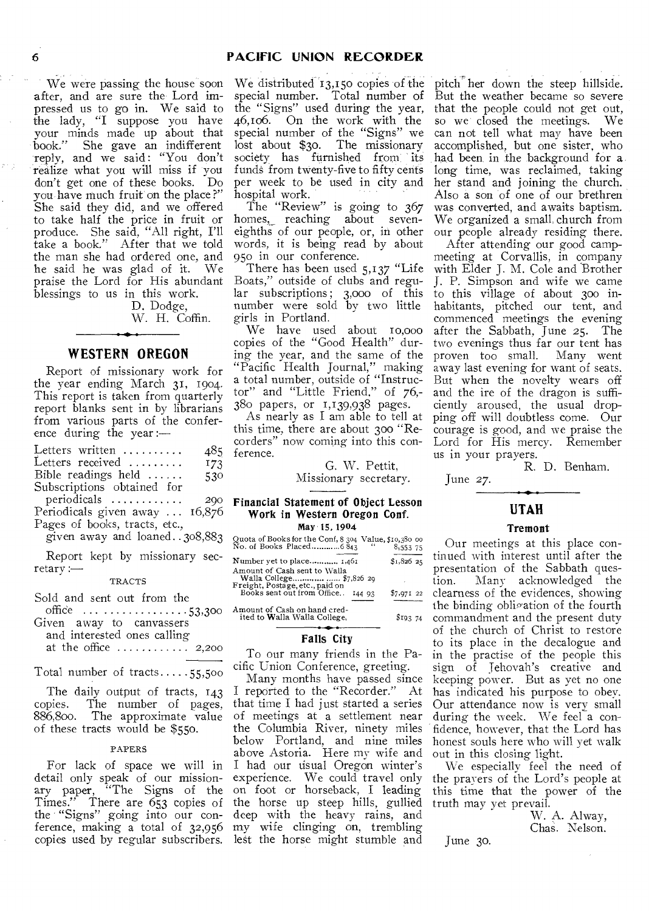We were passing the house soon after, and are sure the Lord impressed us to go in. We said to the lady, "I suppose you have your minds made up about that book." She gave an indifferent reply, and we said: "You don't realize what you will miss if you don't get one of these books. Do you have much fruit on the place?" She said they did, and we offered to take half the price in fruit or produce. She said, "All right, I'll take a book." After that we told the man she had ordered one, and he said he was glad of it. We praise the Lord for His abundant blessings to us in this work.

D. Dodge,
W. H. Coffin.

## WESTERN OREGON

Report of missionary work for the year ending March 31, 1904. This report is taken from quarterly report blanks sent in by librarians from various parts of the conference during the year:—

| | |
|---|---|
| Letters written | 485 |
| Letters received | 173 |
| Bible readings held | 530 |
| Subscriptions obtained for periodicals | 290 |
| Periodicals given away | 16,876 |
| Pages of books, tracts, etc., given away and loaned | 308,883 |

Report kept by missionary secretary:—

TRACTS

| | |
|---|---|
| Sold and sent out from the office | 53,300 |
| Given away to canvassers and interested ones calling at the office | 2,200 |
| Total number of tracts | 55,500 |

The daily output of tracts, 143 copies. The number of pages, 886,800. The approximate value of these tracts would be $550.

PAPERS

For lack of space we will in detail only speak of our missionary paper, "The Signs of the Times." There are 653 copies of the "Signs" going into our conference, making a total of 32,956 copies used by regular subscribers. We distributed 13,150 copies of the special number. Total number of the "Signs" used during the year, 46,106. On the work with the special number of the "Signs" we lost about $30. The missionary society has furnished from its funds from twenty-five to fifty cents per week to be used in city and hospital work.

The "Review" is going to 367 homes, reaching about seven-eighths of our people, or, in other words, it is being read by about 950 in our conference.

There has been used 5,137 "Life Boats," outside of clubs and regular subscriptions; 3,000 of this number were sold by two little girls in Portland.

We have used about 10,000 copies of the "Good Health" during the year, and the same of the "Pacific Health Journal," making a total number, outside of "Instructor" and "Little Friend," of 76,380 papers, or 1,139,938 pages.

As nearly as I am able to tell at this time, there are about 300 "Recorders" now coming into this conference.

G. W. Pettit,
Missionary secretary.

### Financial Statement of Object Lesson Work in Western Oregon Conf.

May 15, 1904

| | | |
|---|---|---|
| Quota of Books for the Conf, 8 304 | Value, | $10,380 00 |
| No. of Books Placed ........... 6 843 | " | 8,553 75 |
| Number yet to place ........... 1,461 | | $1,826 25 |
| Amount of Cash sent to Walla Walla College ........... $7,826 29 | | |
| Freight, Postage, etc., paid on Books sent out from Office.. 144 93 | | $7,971 22 |
| Amount of Cash on hand credited to Walla Walla College, | | $193 74 |

### Falls City

To our many friends in the Pacific Union Conference, greeting.

Many months have passed since I reported to the "Recorder." At that time I had just started a series of meetings at a settlement near the Columbia River, ninety miles below Portland, and nine miles above Astoria. Here my wife and I had our usual Oregon winter's experience. We could travel only on foot or horseback, I leading the horse up steep hills, gullied deep with the heavy rains, and my wife clinging on, trembling lest the horse might stumble and pitch her down the steep hillside. But the weather became so severe that the people could not get out, so we closed the meetings. We can not tell what may have been accomplished, but one sister, who had been in the background for a long time, was reclaimed, taking her stand and joining the church. Also a son of one of our brethren was converted, and awaits baptism. We organized a small church from our people already residing there.

After attending our good campmeeting at Corvallis, in company with Elder J. M. Cole and Brother J. P. Simpson and wife we came to this village of about 300 inhabitants, pitched our tent, and commenced meetings the evening after the Sabbath, June 25. The two evenings thus far our tent has proven too small. Many went away last evening for want of seats. But when the novelty wears off and the ire of the dragon is sufficiently aroused, the usual dropping off will doubtless come. Our courage is good, and we praise the Lord for His mercy. Remember us in your prayers.

R. D. Benham.

June 27.

## UTAH

### Tremont

Our meetings at this place continued with interest until after the presentation of the Sabbath question. Many acknowledged the clearness of the evidences, showing the binding obligation of the fourth commandment and the present duty of the church of Christ to restore to its place in the decalogue and in the practise of the people this sign of Jehovah's creative and keeping power. But as yet no one has indicated his purpose to obey. Our attendance now is very small during the week. We feel a confidence, however, that the Lord has honest souls here who will yet walk out in this closing light.

We especially feel the need of the prayers of the Lord's people at this time that the power of the truth may yet prevail.

W. A. Alway,
Chas. Nelson.

June 30.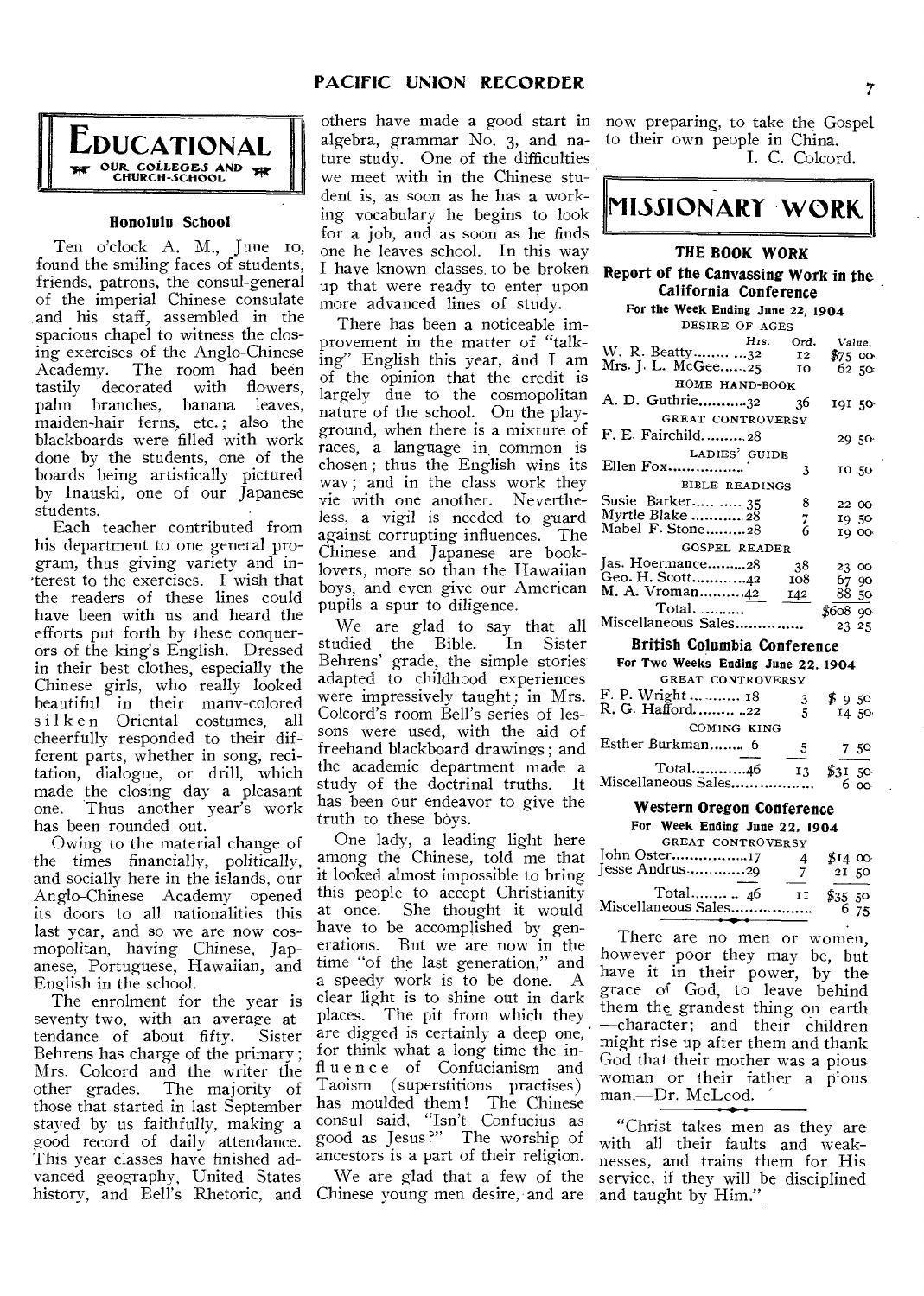# EDUCATIONAL

OUR COLLEGES AND CHURCH-SCHOOL

### Honolulu School

Ten o'clock A. M., June 10, found the smiling faces of students, friends, patrons, the consul-general of the imperial Chinese consulate and his staff, assembled in the spacious chapel to witness the closing exercises of the Anglo-Chinese Academy. The room had been tastily decorated with flowers, palm branches, banana leaves, maiden-hair ferns, etc.; also the blackboards were filled with work done by the students, one of the boards being artistically pictured by Inauski, one of our Japanese students.

Each teacher contributed from his department to one general program, thus giving variety and interest to the exercises. I wish that the readers of these lines could have been with us and heard the efforts put forth by these conquerors of the king's English. Dressed in their best clothes, especially the Chinese girls, who really looked beautiful in their many-colored silken Oriental costumes, all cheerfully responded to their different parts, whether in song, recitation, dialogue, or drill, which made the closing day a pleasant one. Thus another year's work has been rounded out.

Owing to the material change of the times financially, politically, and socially here in the islands, our Anglo-Chinese Academy opened its doors to all nationalities this last year, and so we are now cosmopolitan, having Chinese, Japanese, Portuguese, Hawaiian, and English in the school.

The enrolment for the year is seventy-two, with an average attendance of about fifty. Sister Behrens has charge of the primary; Mrs. Colcord and the writer the other grades. The majority of those that started in last September stayed by us faithfully, making a good record of daily attendance. This year classes have finished advanced geography, United States history, and Bell's Rhetoric, and others have made a good start in algebra, grammar No. 3, and nature study. One of the difficulties we meet with in the Chinese student is, as soon as he has a working vocabulary he begins to look for a job, and as soon as he finds one he leaves school. In this way I have known classes to be broken up that were ready to enter upon more advanced lines of study.

There has been a noticeable improvement in the matter of "talking" English this year, and I am of the opinion that the credit is largely due to the cosmopolitan nature of the school. On the playground, when there is a mixture of races, a language in common is chosen; thus the English wins its way; and in the class work they vie with one another. Nevertheless, a vigil is needed to guard against corrupting influences. The Chinese and Japanese are book-lovers, more so than the Hawaiian boys, and even give our American pupils a spur to diligence.

We are glad to say that all studied the Bible. In Sister Behrens' grade, the simple stories adapted to childhood experiences were impressively taught; in Mrs. Colcord's room Bell's series of lessons were used, with the aid of freehand blackboard drawings; and the academic department made a study of the doctrinal truths. It has been our endeavor to give the truth to these boys.

One lady, a leading light here among the Chinese, told me that it looked almost impossible to bring this people to accept Christianity at once. She thought it would have to be accomplished by generations. But we are now in the time "of the last generation," and a speedy work is to be done. A clear light is to shine out in dark places. The pit from which they are digged is certainly a deep one, for think what a long time the influence of Confucianism and Taoism (superstitious practises) has moulded them! The Chinese consul said, "Isn't Confucius as good as Jesus?" The worship of ancestors is a part of their religion.

We are glad that a few of the Chinese young men desire, and are now preparing, to take the Gospel to their own people in China.

I. C. Colcord.

# MISSIONARY WORK

### THE BOOK WORK

#### Report of the Canvassing Work in the California Conference

For the Week Ending June 22, 1904

| | Hrs. | Ord. | Value. |
|---|---|---|---|
| DESIRE OF AGES | | | |
| W. R. Beatty | 32 | 12 | $75 00 |
| Mrs. J. L. McGee | 25 | 10 | 62 50 |
| HOME HAND-BOOK | | | |
| A. D. Guthrie | 32 | 36 | 191 50 |
| GREAT CONTROVERSY | | | |
| F. E. Fairchild | 28 | | 29 50 |
| LADIES' GUIDE | | | |
| Ellen Fox | | 3 | 10 50 |
| BIBLE READINGS | | | |
| Susie Barker | 35 | 8 | 22 00 |
| Myrtle Blake | 28 | 7 | 19 50 |
| Mabel F. Stone | 28 | 6 | 19 00 |
| GOSPEL READER | | | |
| Jas. Hoermance | 28 | 38 | 23 00 |
| Geo. H. Scott | 42 | 108 | 67 90 |
| M. A. Vroman | 42 | 142 | 88 50 |
| Total | | | $608 90 |
| Miscellaneous Sales | | | 23 25 |

#### British Columbia Conference

For Two Weeks Ending June 22, 1904

| | Hrs. | Ord. | Value. |
|---|---|---|---|
| GREAT CONTROVERSY | | | |
| F. P. Wright | 18 | 3 | $ 9 50 |
| R. G. Hafford | 22 | 5 | 14 50 |
| COMING KING | | | |
| Esther Burkman | 6 | 5 | 7 50 |
| Total | 46 | 13 | $31 50 |
| Miscellaneous Sales | | | 6 00 |

#### Western Oregon Conference

For Week Ending June 22, 1904

| | Hrs. | Ord. | Value. |
|---|---|---|---|
| GREAT CONTROVERSY | | | |
| John Oster | 17 | 4 | $14 00 |
| Jesse Andrus | 29 | 7 | 21 50 |
| Total | 46 | 11 | $35 50 |
| Miscellaneous Sales | | | 6 75 |

There are no men or women, however poor they may be, but have it in their power, by the grace of God, to leave behind them the grandest thing on earth —character; and their children might rise up after them and thank God that their mother was a pious woman or their father a pious man.—Dr. McLeod.

"Christ takes men as they are with all their faults and weaknesses, and trains them for His service, if they will be disciplined and taught by Him."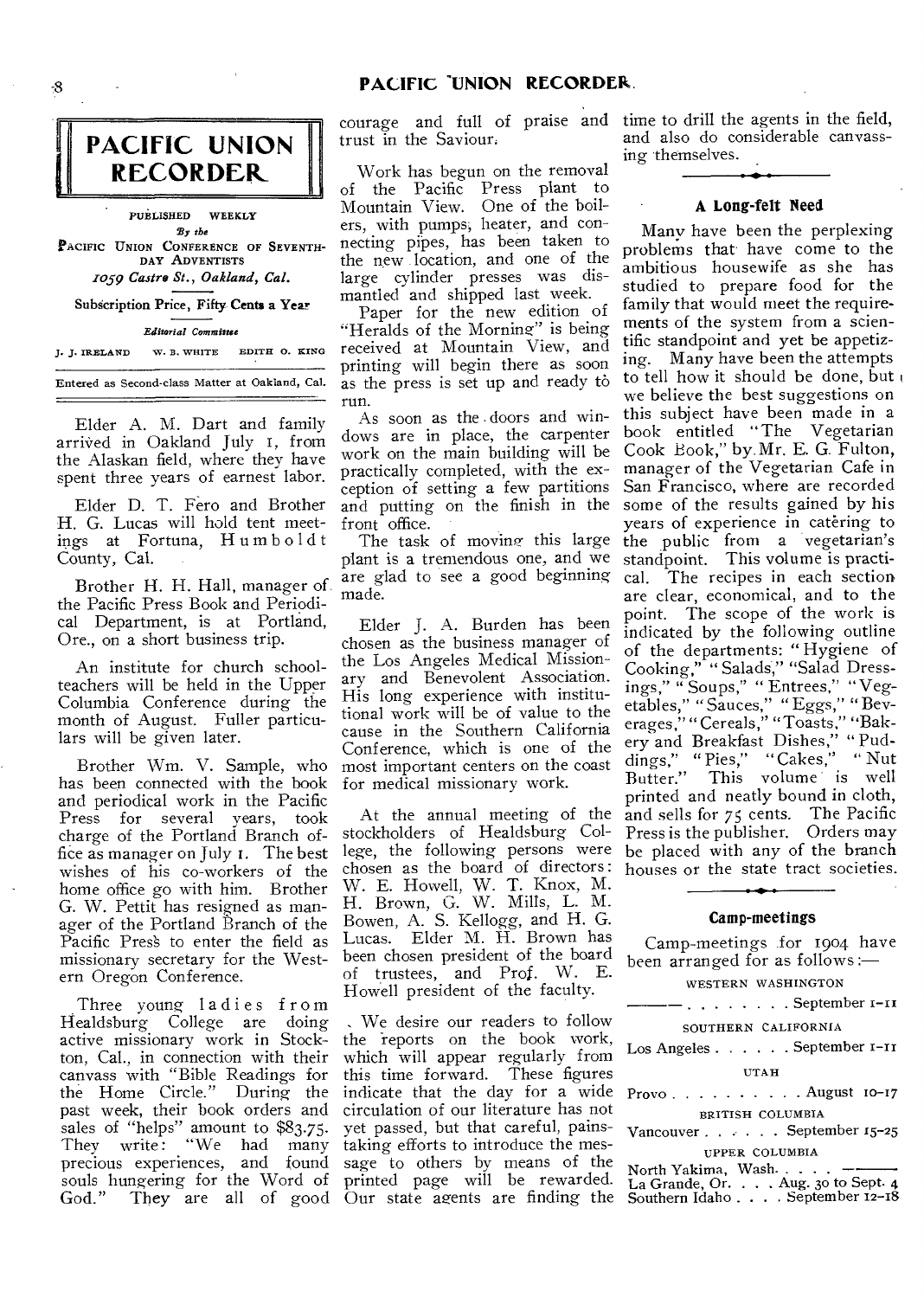# PACIFIC UNION RECORDER

PUBLISHED WEEKLY
*By the*
PACIFIC UNION CONFERENCE OF SEVENTH-DAY ADVENTISTS
*1059 Castro St., Oakland, Cal.*

Subscription Price, Fifty Cents a Year

*Editorial Committee*

J. J. IRELAND W. B. WHITE EDITH O. KING

Entered as Second-class Matter at Oakland, Cal.

Elder A. M. Dart and family arrived in Oakland July 1, from the Alaskan field, where they have spent three years of earnest labor.

Elder D. T. Fero and Brother H. G. Lucas will hold tent meetings at Fortuna, Humboldt County, Cal.

Brother H. H. Hall, manager of the Pacific Press Book and Periodical Department, is at Portland, Ore., on a short business trip.

An institute for church schoolteachers will be held in the Upper Columbia Conference during the month of August. Fuller particulars will be given later.

Brother Wm. V. Sample, who has been connected with the book and periodical work in the Pacific Press for several years, took charge of the Portland Branch office as manager on July 1. The best wishes of his co-workers of the home office go with him. Brother G. W. Pettit has resigned as manager of the Portland Branch of the Pacific Press to enter the field as missionary secretary for the Western Oregon Conference.

Three young ladies from Healdsburg College are doing active missionary work in Stockton, Cal., in connection with their canvass with "Bible Readings for the Home Circle." During the past week, their book orders and sales of "helps" amount to $83.75. They write: "We had many precious experiences, and found souls hungering for the Word of God." They are all of good courage and full of praise and trust in the Saviour.

Work has begun on the removal of the Pacific Press plant to Mountain View. One of the boilers, with pumps, heater, and connecting pipes, has been taken to the new location, and one of the large cylinder presses was dismantled and shipped last week.

Paper for the new edition of "Heralds of the Morning" is being received at Mountain View, and printing will begin there as soon as the press is set up and ready to run.

As soon as the doors and windows are in place, the carpenter work on the main building will be practically completed, with the exception of setting a few partitions and putting on the finish in the front office.

The task of moving this large plant is a tremendous one, and we are glad to see a good beginning made.

Elder J. A. Burden has been chosen as the business manager of the Los Angeles Medical Missionary and Benevolent Association. His long experience with institutional work will be of value to the cause in the Southern California Conference, which is one of the most important centers on the coast for medical missionary work.

At the annual meeting of the stockholders of Healdsburg College, the following persons were chosen as the board of directors: W. E. Howell, W. T. Knox, M. H. Brown, G. W. Mills, L. M. Bowen, A. S. Kellogg, and H. G. Lucas. Elder M. H. Brown has been chosen president of the board of trustees, and Prof. W. E. Howell president of the faculty.

We desire our readers to follow the reports on the book work, which will appear regularly from this time forward. These figures indicate that the day for a wide circulation of our literature has not yet passed, but that careful, painstaking efforts to introduce the message to others by means of the printed page will be rewarded. Our state agents are finding the time to drill the agents in the field, and also do considerable canvassing themselves.

### A Long-felt Need

Many have been the perplexing problems that have come to the ambitious housewife as she has studied to prepare food for the family that would meet the requirements of the system from a scientific standpoint and yet be appetizing. Many have been the attempts to tell how it should be done, but we believe the best suggestions on this subject have been made in a book entitled "The Vegetarian Cook Book," by Mr. E. G. Fulton, manager of the Vegetarian Cafe in San Francisco, where are recorded some of the results gained by his years of experience in catering to the public from a vegetarian's standpoint. This volume is practical. The recipes in each section are clear, economical, and to the point. The scope of the work is indicated by the following outline of the departments: "Hygiene of Cooking," "Salads," "Salad Dressings," "Soups," "Entrees," "Vegetables," "Sauces," "Eggs," "Beverages," "Cereals," "Toasts," "Bakery and Breakfast Dishes," "Puddings," "Pies," "Cakes," "Nut Butter." This volume is well printed and neatly bound in cloth, and sells for 75 cents. The Pacific Press is the publisher. Orders may be placed with any of the branch houses or the state tract societies.

### Camp-meetings

Camp-meetings for 1904 have been arranged for as follows:—

WESTERN WASHINGTON

——— . . . . . . . . September 1–11

SOUTHERN CALIFORNIA

Los Angeles . . . . . . September 1–11

UTAH

Provo . . . . . . . . . . August 10–17

BRITISH COLUMBIA

Vancouver . . . . . . September 15–25

UPPER COLUMBIA

North Yakima, Wash. . . . . ———
La Grande, Or. . . . Aug. 30 to Sept. 4
Southern Idaho . . . . September 12–18